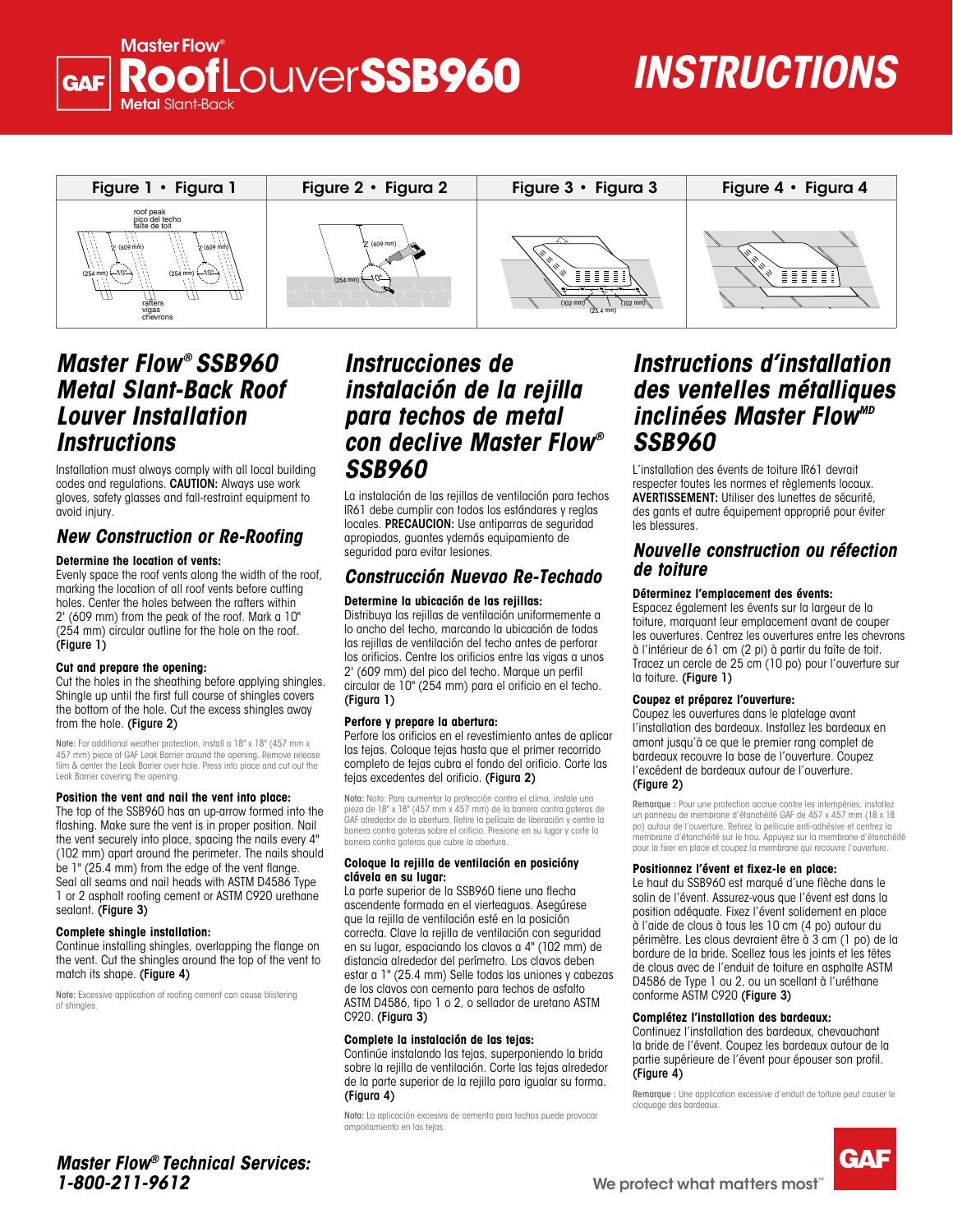# Master Flow® RoofLouverSSB960 Metal Slant-Back

# INSTRUCTIONS

| Figure 1 • Figura 1 | Figure 2 • Figura 2 | Figure 3 • Figura 3 | Figure 4 • Figura 4 |
|---|---|---|---|
| roof peak / pico del techo / faîte de toit; 2' (609 mm); 2' (609 mm); (254 mm) 10"; (254 mm) 10"; rafters / vigas / chevrons | 2' (609 mm); (254 mm) 10" | (102 mm); (102 mm); (25.4 mm) | |

## Master Flow® SSB960 Metal Slant-Back Roof Louver Installation Instructions

Installation must always comply with all local building codes and regulations. **CAUTION:** Always use work gloves, safety glasses and fall-restraint equipment to avoid injury.

### New Construction or Re-Roofing

**Determine the location of vents:**
Evenly space the roof vents along the width of the roof, marking the location of all roof vents before cutting holes. Center the holes between the rafters within 2' (609 mm) from the peak of the roof. Mark a 10" (254 mm) circular outline for the hole on the roof. **(Figure 1)**

**Cut and prepare the opening:**
Cut the holes in the sheathing before applying shingles. Shingle up until the first full course of shingles covers the bottom of the hole. Cut the excess shingles away from the hole. **(Figure 2)**

**Note:** For additional weather protection, install a 18" x 18" (457 mm x 457 mm) piece of GAF Leak Barrier around the opening. Remove release film & center the Leak Barrier over hole. Press into place and cut out the Leak Barrier covering the opening.

**Position the vent and nail the vent into place:**
The top of the SSB960 has an up-arrow formed into the flashing. Make sure the vent is in proper position. Nail the vent securely into place, spacing the nails every 4" (102 mm) apart around the perimeter. The nails should be 1" (25.4 mm) from the edge of the vent flange. Seal all seams and nail heads with ASTM D4586 Type 1 or 2 asphalt roofing cement or ASTM C920 urethane sealant. **(Figure 3)**

**Complete shingle installation:**
Continue installing shingles, overlapping the flange on the vent. Cut the shingles around the top of the vent to match its shape. **(Figure 4)**

**Note:** Excessive application of roofing cement can cause blistering of shingles.

## Instrucciones de instalación de la rejilla para techos de metal con declive Master Flow® SSB960

La instalación de las rejillas de ventilación para techos IR61 debe cumplir con todos los estándares y reglas locales. **PRECAUCION:** Use antiparras de seguridad apropiadas, guantes ydemás equipamiento de seguridad para evitar lesiones.

### Construcción Nuevao Re-Techado

**Determine la ubicación de las rejillas:**
Distribuya las rejillas de ventilación uniformemente a lo ancho del techo, marcando la ubicación de todas las rejillas de ventilación del techo antes de perforar los orificios. Centre los orificios entre las vigas a unos 2' (609 mm) del pico del techo. Marque un perfil circular de 10" (254 mm) para el orificio en el techo. **(Figura 1)**

**Perfore y prepare la abertura:**
Perfore los orificios en el revestimiento antes de aplicar las tejas. Coloque tejas hasta que el primer recorrido completo de tejas cubra el fondo del orificio. Corte las tejas excedentes del orificio. **(Figura 2)**

**Nota:** Nota: Para aumentar la protección contra el clima, instale una pieza de 18" x 18" (457 mm x 457 mm) de la barrera contra goteras de GAF alrededor de la abertura. Retire la película de liberación y centre la barrera contra goteras sobre el orificio. Presione en su lugar y corte la barrera contra goteras que cubre la abertura.

**Coloque la rejilla de ventilación en posicióny clávela en su lugar:**
La parte superior de la SSB960 tiene una flecha ascendente formada en el vierteaguas. Asegúrese que la rejilla de ventilación esté en la posición correcta. Clave la rejilla de ventilación con seguridad en su lugar, espaciando los clavos a 4" (102 mm) de distancia alrededor del perímetro. Los clavos deben estar a 1" (25.4 mm) Selle todas las uniones y cabezas de los clavos con cemento para techos de asfalto ASTM D4586, tipo 1 o 2, o sellador de uretano ASTM C920. **(Figura 3)**

**Complete la instalación de las tejas:**
Continúe instalando las tejas, superponiendo la brida sobre la rejilla de ventilación. Corte las tejas alrededor de la parte superior de la rejilla para igualar su forma. **(Figura 4)**

**Nota:** La aplicación excesiva de cemento para techos puede provocar ampollamiento en las tejas.

## Instructions d'installation des ventelles métalliques inclinées Master Flow[MD] SSB960

L'installation des évents de toiture IR61 devrait respecter toutes les normes et règlements locaux. **AVERTISSEMENT:** Utiliser des lunettes de sécurité, des gants et autre équipement approprié pour éviter les blessures.

### Nouvelle construction ou réfection de toiture

**Déterminez l'emplacement des évents:**
Espacez également les évents sur la largeur de la toiture, marquant leur emplacement avant de couper les ouvertures. Centrez les ouvertures entre les chevrons à l'intérieur de 61 cm (2 pi) à partir du faîte de toit. Tracez un cercle de 25 cm (10 po) pour l'ouverture sur la toiture. **(Figure 1)**

**Coupez et préparez l'ouverture:**
Coupez les ouvertures dans le platelage avant l'installation des bardeaux. Installez les bardeaux en amont jusqu'à ce que le premier rang complet de bardeaux recouvre la base de l'ouverture. Coupez l'excédent de bardeaux autour de l'ouverture. **(Figure 2)**

**Remarque :** Pour une protection accrue contre les intempéries, installez un panneau de membrane d'étanchéité GAF de 457 x 457 mm (18 x 18 po) autour de l'ouverture. Retirez la pellicule anti-adhésive et centrez la membrane d'étanchéité sur le trou. Appuyez sur la membrane d'étanchéité pour la fixer en place et coupez la membrane qui recouvre l'ouverture.

**Positionnez l'évent et fixez-le en place:**
Le haut du SSB960 est marqué d'une flèche dans le solin de l'évent. Assurez-vous que l'évent est dans la position adéquate. Fixez l'évent solidement en place à l'aide de clous à tous les 10 cm (4 po) autour du périmètre. Les clous devraient être à 3 cm (1 po) de la bordure de la bride. Scellez tous les joints et les têtes de clous avec de l'enduit de toiture en asphalte ASTM D4586 de Type 1 ou 2, ou un scellant à l'uréthane conforme ASTM C920 **(Figure 3)**

**Complétez l'installation des bardeaux:**
Continuez l'installation des bardeaux, chevauchant la bride de l'évent. Coupez les bardeaux autour de la partie supérieure de l'évent pour épouser son profil. **(Figure 4)**

**Remarque :** Une application excessive d'enduit de toiture peut causer le cloquage des bardeaux.

**Master Flow® Technical Services: 1-800-211-9612**

GAF — We protect what matters most™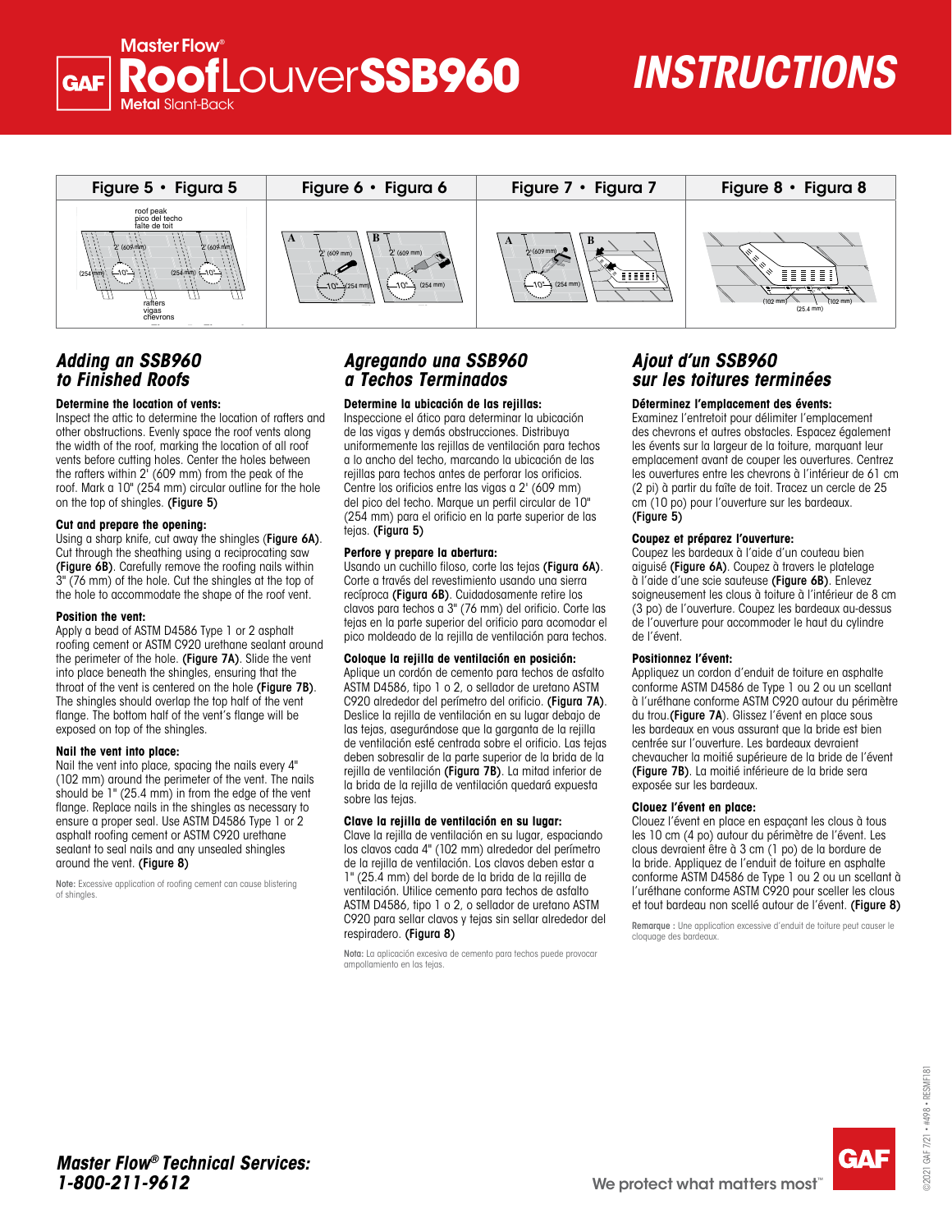# Master Flow® RoofLouver SSB960 Metal Slant-Back

# INSTRUCTIONS

| Figure 5 • Figura 5 | Figure 6 • Figura 6 | Figure 7 • Figura 7 | Figure 8 • Figura 8 |
|---|---|---|---|
| roof peak / pico del techo / faîte de toit; 2' (609 mm); 2' (609 mm); (254 mm) 10"; (254 mm) 10"; rafters / vigas / chevrons | A; B; 2' (609 mm); 2' (609 mm); 10" (254 mm); 10" (254 mm) | A; B; 2' (609 mm); 10" (254 mm) | (102 mm); (102 mm); (25.4 mm) |

## Adding an SSB960 to Finished Roofs

**Determine the location of vents:**
Inspect the attic to determine the location of rafters and other obstructions. Evenly space the roof vents along the width of the roof, marking the location of all roof vents before cutting holes. Center the holes between the rafters within 2' (609 mm) from the peak of the roof. Mark a 10" (254 mm) circular outline for the hole on the top of shingles. **(Figure 5)**

**Cut and prepare the opening:**
Using a sharp knife, cut away the shingles (**Figure 6A**). Cut through the sheathing using a reciprocating saw (**Figure 6B**). Carefully remove the roofing nails within 3" (76 mm) of the top of the hole. Cut the shingles at the top of the hole to accommodate the shape of the roof vent.

**Position the vent:**
Apply a bead of ASTM D4586 Type 1 or 2 asphalt roofing cement or ASTM C920 urethane sealant around the perimeter of the hole. (**Figure 7A**). Slide the vent into place beneath the shingles, ensuring that the throat of the vent is centered on the hole (**Figure 7B**). The shingles should overlap the top half of the vent flange. The bottom half of the vent's flange will be exposed on top of the shingles.

**Nail the vent into place:**
Nail the vent into place, spacing the nails every 4" (102 mm) around the perimeter of the vent. The nails should be 1" (25.4 mm) in from the edge of the vent flange. Replace nails in the shingles as necessary to ensure a proper seal. Use ASTM D4586 Type 1 or 2 asphalt roofing cement or ASTM C920 urethane sealant to seal nails and any unsealed shingles around the vent. **(Figure 8)**

**Note:** Excessive application of roofing cement can cause blistering of shingles.

## Agregando una SSB960 a Techos Terminados

**Determine la ubicación de las rejillas:**
Inspeccione el ático para determinar la ubicación de las vigas y demás obstrucciones. Distribuya uniformemente las rejillas de ventilación para techos a lo ancho del techo, marcando la ubicación de las rejillas para techos antes de perforar los orificios. Centre los orificios entre las vigas a 2' (609 mm) del pico del techo. Marque un perfil circular de 10" (254 mm) para el orificio en la parte superior de las tejas. **(Figura 5)**

**Perfore y prepare la abertura:**
Usando un cuchillo filoso, corte las tejas (**Figura 6A**). Corte a través del revestimiento usando una sierra recíproca (**Figura 6B**). Cuidadosamente retire los clavos para techos a 3" (76 mm) del orificio. Corte las tejas en la parte superior del orificio para acomodar el pico moldeado de la rejilla de ventilación para techos.

**Coloque la rejilla de ventilación en posición:**
Aplique un cordón de cemento para techos de asfalto ASTM D4586, tipo 1 o 2, o sellador de uretano ASTM C920 alrededor del perímetro del orificio. (**Figura 7A**). Deslice la rejilla de ventilación en su lugar debajo de las tejas, asegurándose que la garganta de la rejilla de ventilación esté centrada sobre el orificio. Las tejas deben sobresalir de la parte superior de la brida de la rejilla de ventilación (**Figura 7B**). La mitad inferior de la brida de la rejilla de ventilación quedará expuesta sobre las tejas.

**Clave la rejilla de ventilación en su lugar:**
Clave la rejilla de ventilación en su lugar, espaciando los clavos cada 4" (102 mm) alrededor del perímetro de la rejilla de ventilación. Los clavos deben estar a 1" (25.4 mm) del borde de la brida de la rejilla de ventilación. Utilice cemento para techos de asfalto ASTM D4586, tipo 1 o 2, o sellador de uretano ASTM C920 para sellar clavos y tejas sin sellar alrededor del respiradero. **(Figura 8)**

**Nota:** La aplicación excesiva de cemento para techos puede provocar ampollamiento en las tejas.

## Ajout d'un SSB960 sur les toitures terminées

**Déterminez l'emplacement des évents:**
Examinez l'entretoit pour délimiter l'emplacement des chevrons et autres obstacles. Espacez également les évents sur la largeur de la toiture, marquant leur emplacement avant de couper les ouvertures. Centrez les ouvertures entre les chevrons à l'intérieur de 61 cm (2 pi) à partir du faîte de toit. Tracez un cercle de 25 cm (10 po) pour l'ouverture sur les bardeaux. **(Figure 5)**

**Coupez et préparez l'ouverture:**
Coupez les bardeaux à l'aide d'un couteau bien aiguisé (**Figure 6A**). Coupez à travers le platelage à l'aide d'une scie sauteuse (**Figure 6B**). Enlevez soigneusement les clous à toiture à l'intérieur de 8 cm (3 po) de l'ouverture. Coupez les bardeaux au-dessus de l'ouverture pour accommoder le haut du cylindre de l'évent.

**Positionnez l'évent:**
Appliquez un cordon d'enduit de toiture en asphalte conforme ASTM D4586 de Type 1 ou 2 ou un scellant à l'uréthane conforme ASTM C920 autour du périmètre du trou.(**Figure 7A**). Glissez l'évent en place sous les bardeaux en vous assurant que la bride est bien centrée sur l'ouverture. Les bardeaux devraient chevaucher la moitié supérieure de la bride de l'évent (**Figure 7B**). La moitié inférieure de la bride sera exposée sur les bardeaux.

**Clouez l'évent en place:**
Clouez l'évent en place en espaçant les clous à tous les 10 cm (4 po) autour du périmètre de l'évent. Les clous devraient être à 3 cm (1 po) de la bordure de la bride. Appliquez de l'enduit de toiture en asphalte conforme ASTM D4586 de Type 1 ou 2 ou un scellant à l'uréthane conforme ASTM C920 pour sceller les clous et tout bardeau non scellé autour de l'évent. **(Figure 8)**

**Remarque :** Une application excessive d'enduit de toiture peut causer le cloquage des bardeaux.

***Master Flow® Technical Services: 1-800-211-9612***

We protect what matters most™

©2021 GAF 7/21 • #498 • RESMF181